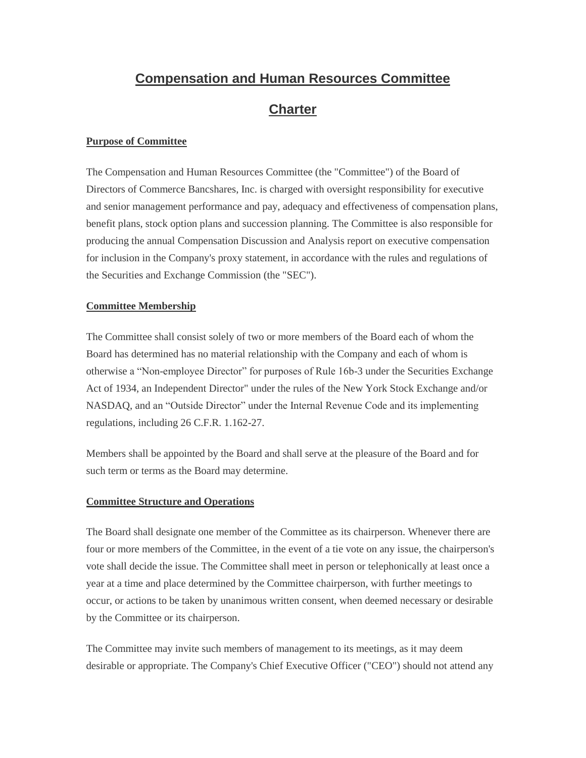# Compensation and Human Resources Committee

# Charter

**Purpose of Committee**

The Compensation and Human Resources Committee (the "Committee") of the Board of Directors of Commerce Bancshares, Inc. is charged with oversight responsibility for executive and senior management performance and pay, adequacy and effectiveness of compensation plans, benefit plans, stock option plans and succession planning. The Committee is also responsible for producing the annual Compensation Discussion and Analysis report on executive compensation for inclusion in the Company's proxy statement, in accordance with the rules and regulations of the Securities and Exchange Commission (the "SEC").

**Committee Membership**

The Committee shall consist solely of two or more members of the Board each of whom the Board has determined has no material relationship with the Company and each of whom is otherwise a "Non-employee Director" for purposes of Rule 16b-3 under the Securities Exchange Act of 1934, an Independent Director" under the rules of the New York Stock Exchange and/or NASDAQ, and an "Outside Director" under the Internal Revenue Code and its implementing regulations, including 26 C.F.R. 1.162-27.

Members shall be appointed by the Board and shall serve at the pleasure of the Board and for such term or terms as the Board may determine.

**Committee Structure and Operations**

The Board shall designate one member of the Committee as its chairperson. Whenever there are four or more members of the Committee, in the event of a tie vote on any issue, the chairperson's vote shall decide the issue. The Committee shall meet in person or telephonically at least once a year at a time and place determined by the Committee chairperson, with further meetings to occur, or actions to be taken by unanimous written consent, when deemed necessary or desirable by the Committee or its chairperson.

The Committee may invite such members of management to its meetings, as it may deem desirable or appropriate. The Company's Chief Executive Officer ("CEO") should not attend any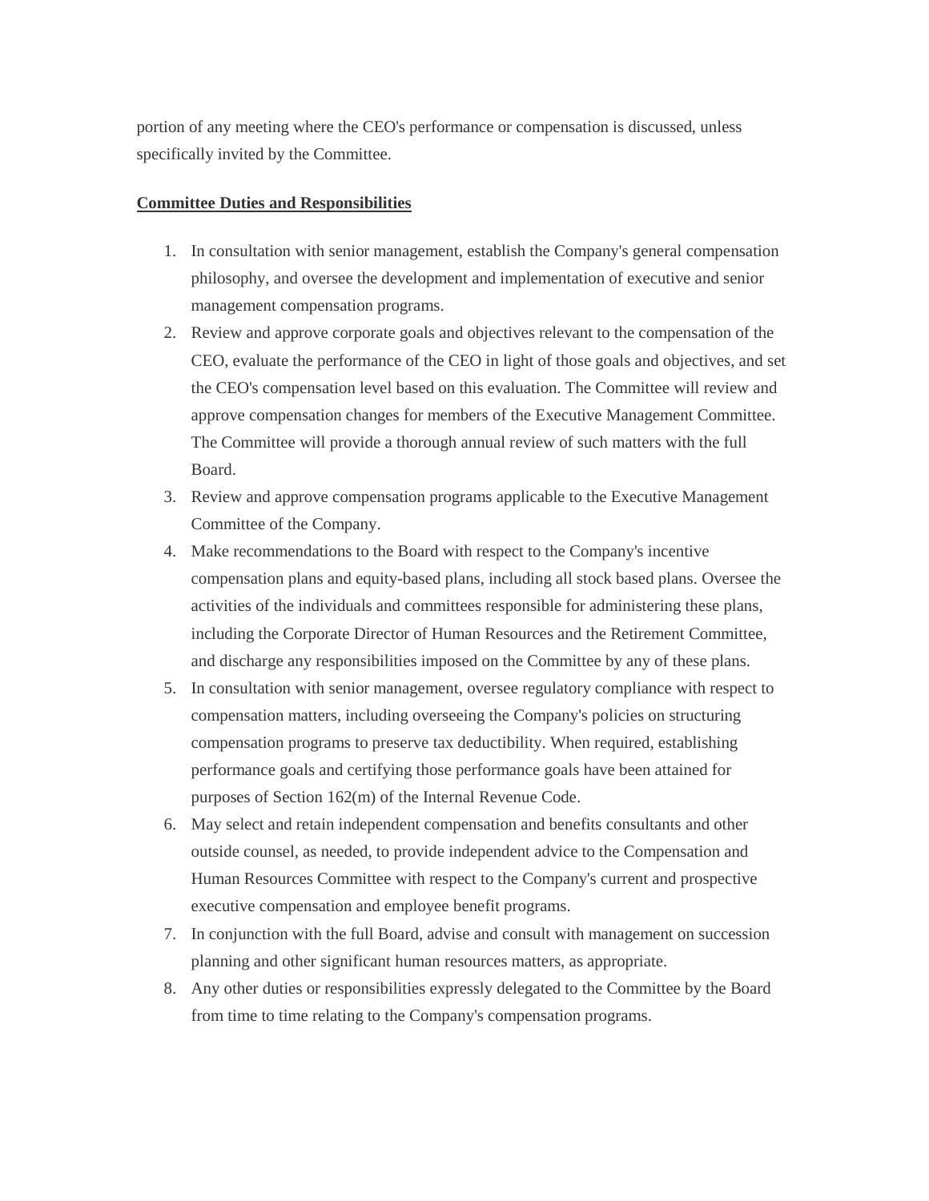portion of any meeting where the CEO's performance or compensation is discussed, unless specifically invited by the Committee.

**Committee Duties and Responsibilities**

1. In consultation with senior management, establish the Company's general compensation philosophy, and oversee the development and implementation of executive and senior management compensation programs.
2. Review and approve corporate goals and objectives relevant to the compensation of the CEO, evaluate the performance of the CEO in light of those goals and objectives, and set the CEO's compensation level based on this evaluation. The Committee will review and approve compensation changes for members of the Executive Management Committee. The Committee will provide a thorough annual review of such matters with the full Board.
3. Review and approve compensation programs applicable to the Executive Management Committee of the Company.
4. Make recommendations to the Board with respect to the Company's incentive compensation plans and equity-based plans, including all stock based plans. Oversee the activities of the individuals and committees responsible for administering these plans, including the Corporate Director of Human Resources and the Retirement Committee, and discharge any responsibilities imposed on the Committee by any of these plans.
5. In consultation with senior management, oversee regulatory compliance with respect to compensation matters, including overseeing the Company's policies on structuring compensation programs to preserve tax deductibility. When required, establishing performance goals and certifying those performance goals have been attained for purposes of Section 162(m) of the Internal Revenue Code.
6. May select and retain independent compensation and benefits consultants and other outside counsel, as needed, to provide independent advice to the Compensation and Human Resources Committee with respect to the Company's current and prospective executive compensation and employee benefit programs.
7. In conjunction with the full Board, advise and consult with management on succession planning and other significant human resources matters, as appropriate.
8. Any other duties or responsibilities expressly delegated to the Committee by the Board from time to time relating to the Company's compensation programs.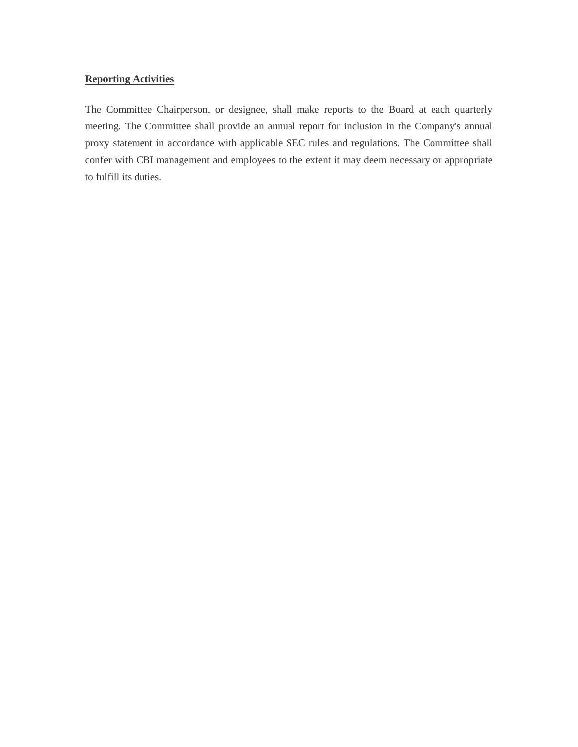**Reporting Activities**

The Committee Chairperson, or designee, shall make reports to the Board at each quarterly meeting. The Committee shall provide an annual report for inclusion in the Company's annual proxy statement in accordance with applicable SEC rules and regulations. The Committee shall confer with CBI management and employees to the extent it may deem necessary or appropriate to fulfill its duties.